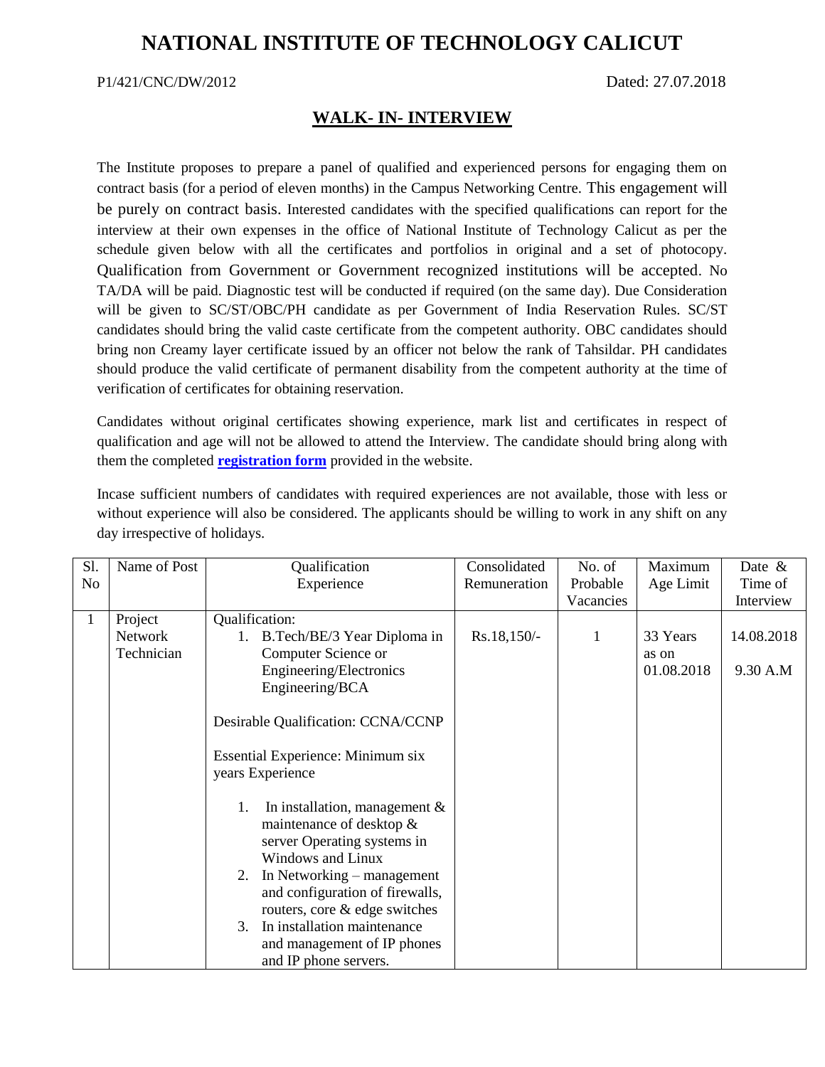# NATIONAL INSTITUTE OF TECHNOLOGY CALICUT

P1/421/CNC/DW/2012 Dated: 27.07.2018

## WALK- IN- INTERVIEW

The Institute proposes to prepare a panel of qualified and experienced persons for engaging them on contract basis (for a period of eleven months) in the Campus Networking Centre. This engagement will be purely on contract basis. Interested candidates with the specified qualifications can report for the interview at their own expenses in the office of National Institute of Technology Calicut as per the schedule given below with all the certificates and portfolios in original and a set of photocopy. Qualification from Government or Government recognized institutions will be accepted. No TA/DA will be paid. Diagnostic test will be conducted if required (on the same day). Due Consideration will be given to SC/ST/OBC/PH candidate as per Government of India Reservation Rules. SC/ST candidates should bring the valid caste certificate from the competent authority. OBC candidates should bring non Creamy layer certificate issued by an officer not below the rank of Tahsildar. PH candidates should produce the valid certificate of permanent disability from the competent authority at the time of verification of certificates for obtaining reservation.

Candidates without original certificates showing experience, mark list and certificates in respect of qualification and age will not be allowed to attend the Interview. The candidate should bring along with them the completed **registration form** provided in the website.

Incase sufficient numbers of candidates with required experiences are not available, those with less or without experience will also be considered. The applicants should be willing to work in any shift on any day irrespective of holidays.

| Sl. No | Name of Post | Qualification Experience | Consolidated Remuneration | No. of Probable Vacancies | Maximum Age Limit | Date & Time of Interview |
|---|---|---|---|---|---|---|
| 1 | Project Network Technician | Qualification:<br>1. B.Tech/BE/3 Year Diploma in Computer Science or Engineering/Electronics Engineering/BCA<br><br>Desirable Qualification: CCNA/CCNP<br><br>Essential Experience: Minimum six years Experience<br><br>1. In installation, management & maintenance of desktop & server Operating systems in Windows and Linux<br>2. In Networking – management and configuration of firewalls, routers, core & edge switches<br>3. In installation maintenance and management of IP phones and IP phone servers. | Rs.18,150/- | 1 | 33 Years as on 01.08.2018 | 14.08.2018<br><br>9.30 A.M |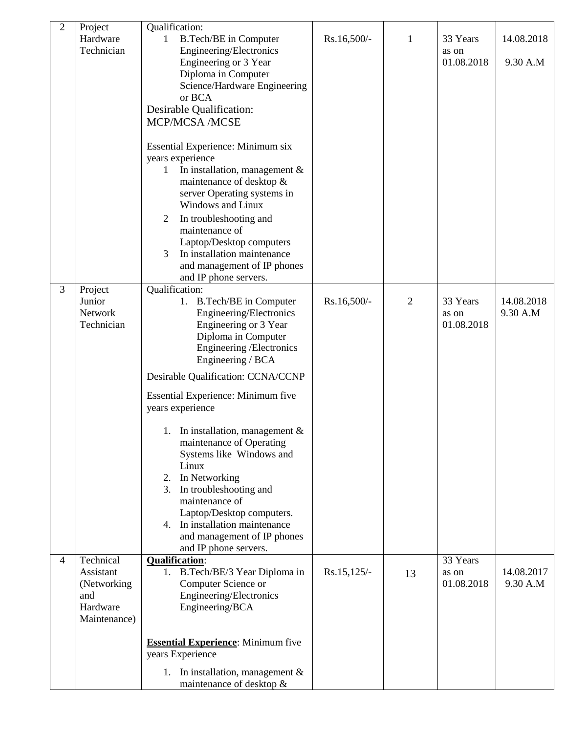| 2 | Project Hardware Technician | Qualification:<br>1 B.Tech/BE in Computer Engineering/Electronics Engineering or 3 Year Diploma in Computer Science/Hardware Engineering or BCA<br>Desirable Qualification: MCP/MCSA /MCSE<br><br>Essential Experience: Minimum six years experience<br>1 In installation, management & maintenance of desktop & server Operating systems in Windows and Linux<br>2 In troubleshooting and maintenance of Laptop/Desktop computers<br>3 In installation maintenance and management of IP phones and IP phone servers. | Rs.16,500/- | 1 | 33 Years as on 01.08.2018 | 14.08.2018<br>9.30 A.M |
|---|---|---|---|---|---|---|
| 3 | Project Junior Network Technician | Qualification:<br>1. B.Tech/BE in Computer Engineering/Electronics Engineering or 3 Year Diploma in Computer Engineering /Electronics Engineering / BCA<br>Desirable Qualification: CCNA/CCNP<br>Essential Experience: Minimum five years experience<br>1. In installation, management & maintenance of Operating Systems like Windows and Linux<br>2. In Networking<br>3. In troubleshooting and maintenance of Laptop/Desktop computers.<br>4. In installation maintenance and management of IP phones and IP phone servers. | Rs.16,500/- | 2 | 33 Years as on 01.08.2018 | 14.08.2018<br>9.30 A.M |
| 4 | Technical Assistant (Networking and Hardware Maintenance) | **Qualification**:<br>1. B.Tech/BE/3 Year Diploma in Computer Science or Engineering/Electronics Engineering/BCA<br><br>**Essential Experience**: Minimum five years Experience<br>1. In installation, management & maintenance of desktop & | Rs.15,125/- | 13 | 33 Years as on 01.08.2018 | 14.08.2017<br>9.30 A.M |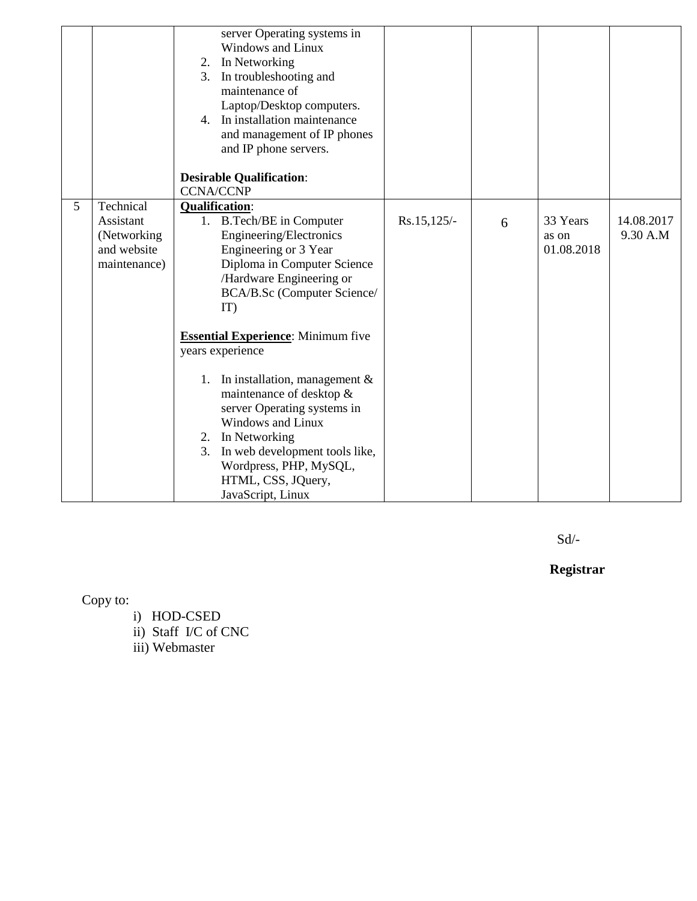| | | | | | | |
|---|---|---|---|---|---|---|
| | | server Operating systems in Windows and Linux<br>2. In Networking<br>3. In troubleshooting and maintenance of Laptop/Desktop computers.<br>4. In installation maintenance and management of IP phones and IP phone servers.<br><br>**Desirable Qualification**: CCNA/CCNP | | | | |
| 5 | Technical Assistant (Networking and website maintenance) | **Qualification**:<br>1. B.Tech/BE in Computer Engineering/Electronics Engineering or 3 Year Diploma in Computer Science /Hardware Engineering or BCA/B.Sc (Computer Science/ IT)<br><br>**Essential Experience**: Minimum five years experience<br><br>1. In installation, management & maintenance of desktop & server Operating systems in Windows and Linux<br>2. In Networking<br>3. In web development tools like, Wordpress, PHP, MySQL, HTML, CSS, JQuery, JavaScript, Linux | Rs.15,125/- | 6 | 33 Years as on 01.08.2018 | 14.08.2017 9.30 A.M |

Sd/-

**Registrar**

Copy to:

i) HOD-CSED
ii) Staff I/C of CNC
iii) Webmaster